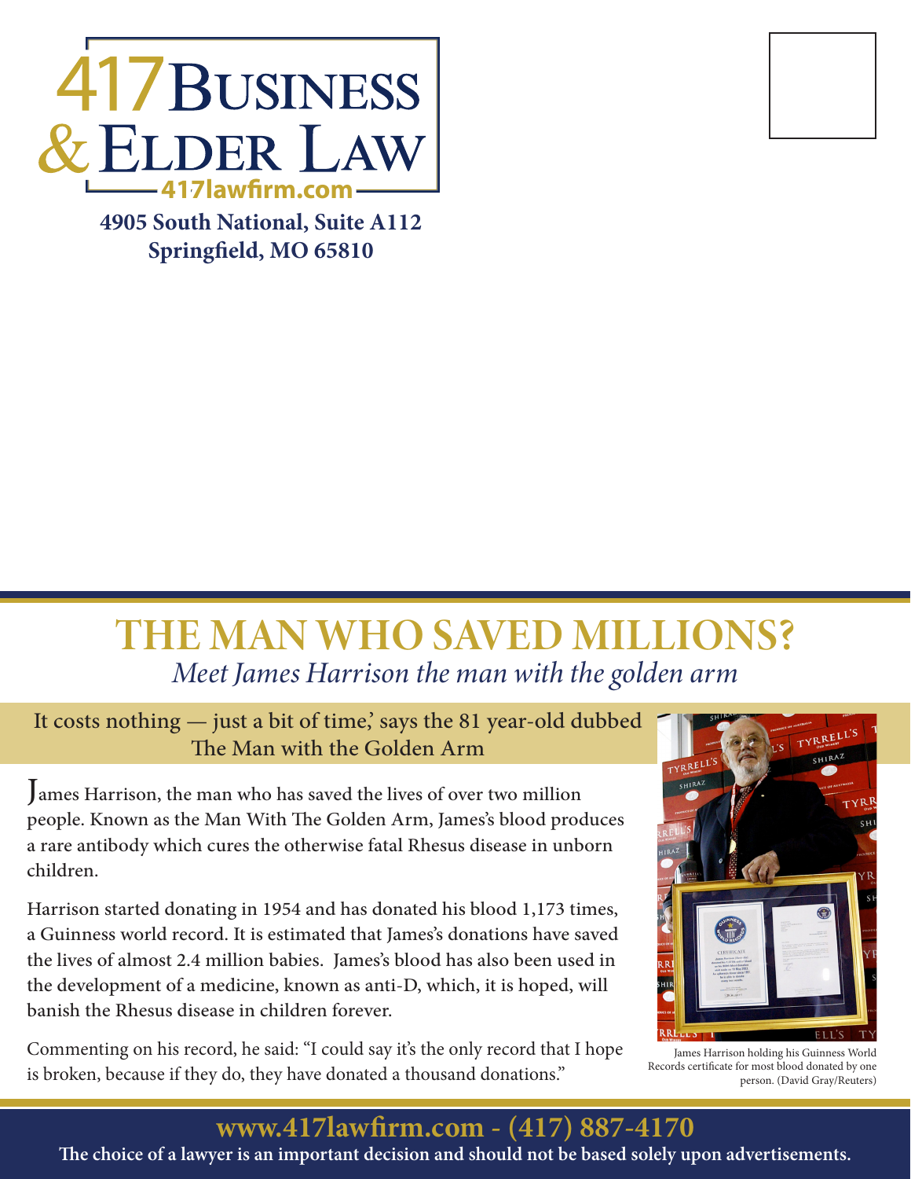# 417 Business & Elder Law

417lawfirm.com

**4905 South National, Suite A112**
**Springfield, MO 65810**

# THE MAN WHO SAVED MILLIONS?

*Meet James Harrison the man with the golden arm*

It costs nothing — just a bit of time,' says the 81 year-old dubbed The Man with the Golden Arm

James Harrison, the man who has saved the lives of over two million people. Known as the Man With The Golden Arm, James's blood produces a rare antibody which cures the otherwise fatal Rhesus disease in unborn children.

Harrison started donating in 1954 and has donated his blood 1,173 times, a Guinness world record. It is estimated that James's donations have saved the lives of almost 2.4 million babies. James's blood has also been used in the development of a medicine, known as anti-D, which, it is hoped, will banish the Rhesus disease in children forever.

Commenting on his record, he said: "I could say it's the only record that I hope is broken, because if they do, they have donated a thousand donations."

James Harrison holding his Guinness World Records certificate for most blood donated by one person. (David Gray/Reuters)

**www.417lawfirm.com - (417) 887-4170**

**The choice of a lawyer is an important decision and should not be based solely upon advertisements.**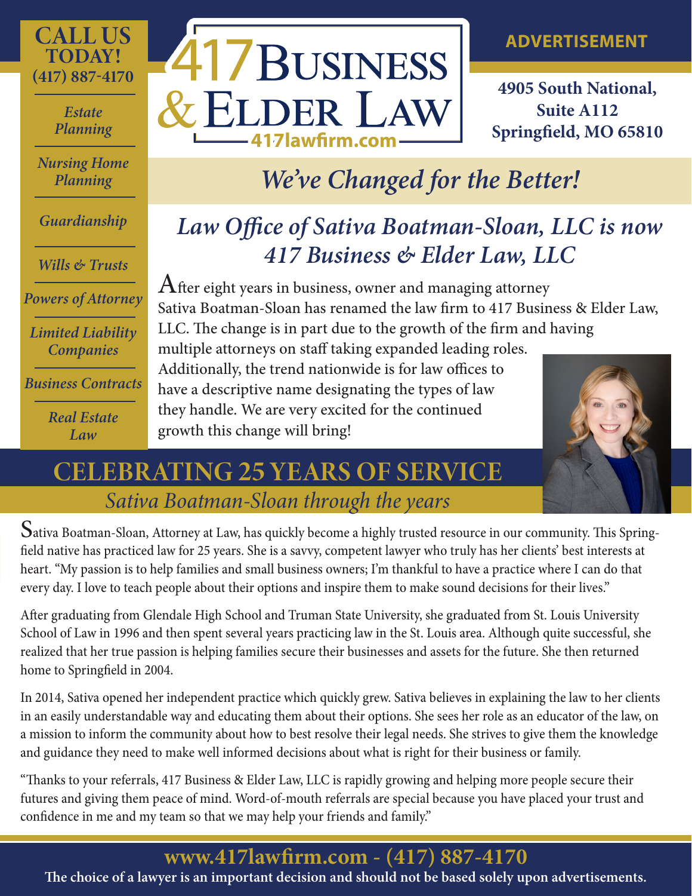**CALL US TODAY!**
**(417) 887-4170**

*Estate Planning*

*Nursing Home Planning*

*Guardianship*

*Wills & Trusts*

*Powers of Attorney*

*Limited Liability Companies*

*Business Contracts*

*Real Estate Law*

# 417 Business & Elder Law

417lawfirm.com

**ADVERTISEMENT**

**4905 South National, Suite A112**
**Springfield, MO 65810**

## *We've Changed for the Better!*

### *Law Office of Sativa Boatman-Sloan, LLC is now 417 Business & Elder Law, LLC*

After eight years in business, owner and managing attorney Sativa Boatman-Sloan has renamed the law firm to 417 Business & Elder Law, LLC. The change is in part due to the growth of the firm and having multiple attorneys on staff taking expanded leading roles. Additionally, the trend nationwide is for law offices to have a descriptive name designating the types of law they handle. We are very excited for the continued growth this change will bring!

## CELEBRATING 25 YEARS OF SERVICE

*Sativa Boatman-Sloan through the years*

Sativa Boatman-Sloan, Attorney at Law, has quickly become a highly trusted resource in our community. This Springfield native has practiced law for 25 years. She is a savvy, competent lawyer who truly has her clients' best interests at heart. "My passion is to help families and small business owners; I'm thankful to have a practice where I can do that every day. I love to teach people about their options and inspire them to make sound decisions for their lives."

After graduating from Glendale High School and Truman State University, she graduated from St. Louis University School of Law in 1996 and then spent several years practicing law in the St. Louis area. Although quite successful, she realized that her true passion is helping families secure their businesses and assets for the future. She then returned home to Springfield in 2004.

In 2014, Sativa opened her independent practice which quickly grew. Sativa believes in explaining the law to her clients in an easily understandable way and educating them about their options. She sees her role as an educator of the law, on a mission to inform the community about how to best resolve their legal needs. She strives to give them the knowledge and guidance they need to make well informed decisions about what is right for their business or family.

"Thanks to your referrals, 417 Business & Elder Law, LLC is rapidly growing and helping more people secure their futures and giving them peace of mind. Word-of-mouth referrals are special because you have placed your trust and confidence in me and my team so that we may help your friends and family."

**www.417lawfirm.com - (417) 887-4170**

**The choice of a lawyer is an important decision and should not be based solely upon advertisements.**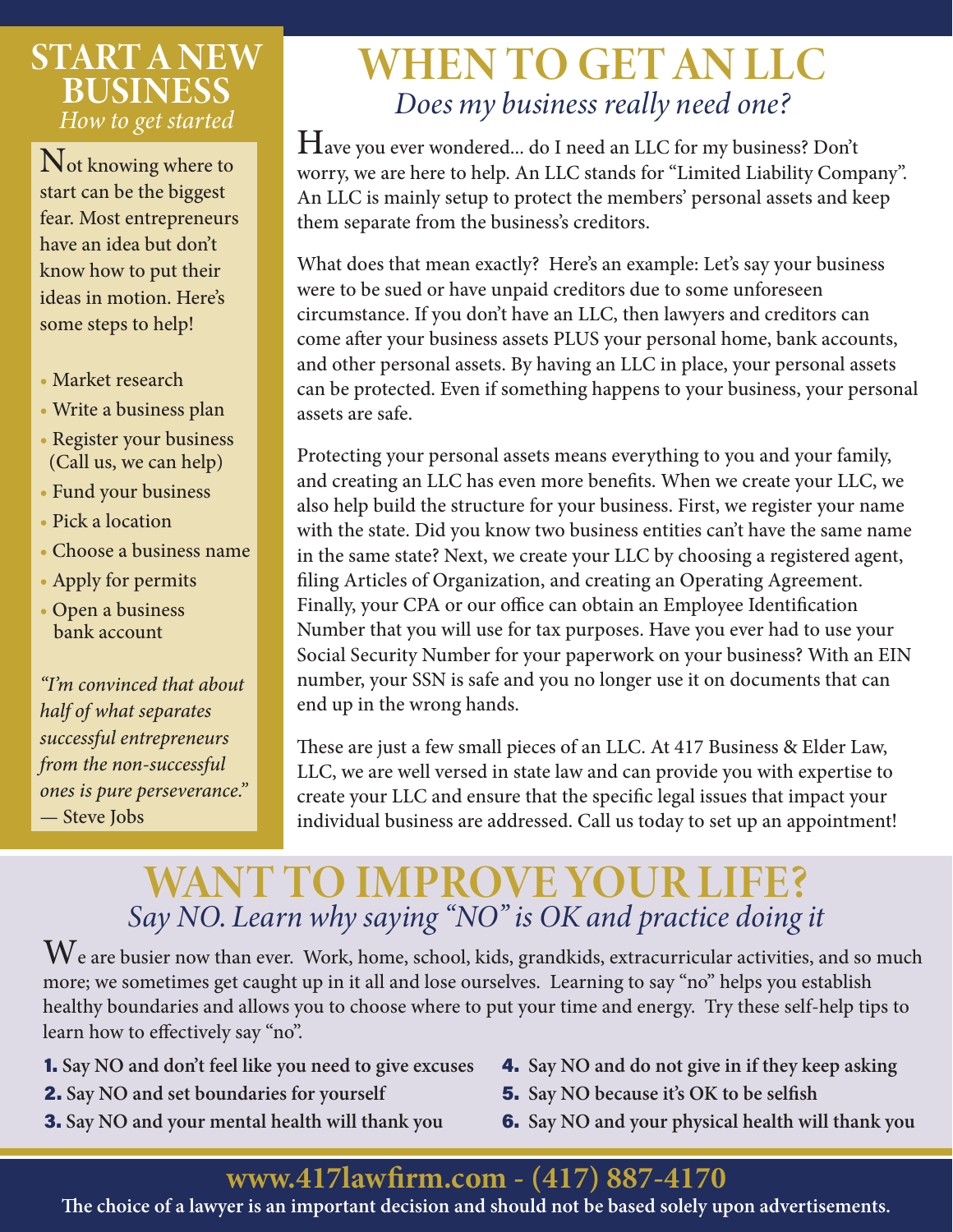## START A NEW BUSINESS

*How to get started*

Not knowing where to start can be the biggest fear. Most entrepreneurs have an idea but don't know how to put their ideas in motion. Here's some steps to help!

- Market research
- Write a business plan
- Register your business (Call us, we can help)
- Fund your business
- Pick a location
- Choose a business name
- Apply for permits
- Open a business bank account

*"I'm convinced that about half of what separates successful entrepreneurs from the non-successful ones is pure perseverance."* — Steve Jobs

# WHEN TO GET AN LLC

*Does my business really need one?*

Have you ever wondered... do I need an LLC for my business? Don't worry, we are here to help. An LLC stands for "Limited Liability Company". An LLC is mainly setup to protect the members' personal assets and keep them separate from the business's creditors.

What does that mean exactly? Here's an example: Let's say your business were to be sued or have unpaid creditors due to some unforeseen circumstance. If you don't have an LLC, then lawyers and creditors can come after your business assets PLUS your personal home, bank accounts, and other personal assets. By having an LLC in place, your personal assets can be protected. Even if something happens to your business, your personal assets are safe.

Protecting your personal assets means everything to you and your family, and creating an LLC has even more benefits. When we create your LLC, we also help build the structure for your business. First, we register your name with the state. Did you know two business entities can't have the same name in the same state? Next, we create your LLC by choosing a registered agent, filing Articles of Organization, and creating an Operating Agreement. Finally, your CPA or our office can obtain an Employee Identification Number that you will use for tax purposes. Have you ever had to use your Social Security Number for your paperwork on your business? With an EIN number, your SSN is safe and you no longer use it on documents that can end up in the wrong hands.

These are just a few small pieces of an LLC. At 417 Business & Elder Law, LLC, we are well versed in state law and can provide you with expertise to create your LLC and ensure that the specific legal issues that impact your individual business are addressed. Call us today to set up an appointment!

# WANT TO IMPROVE YOUR LIFE?

*Say NO. Learn why saying "NO" is OK and practice doing it*

We are busier now than ever. Work, home, school, kids, grandkids, extracurricular activities, and so much more; we sometimes get caught up in it all and lose ourselves. Learning to say "no" helps you establish healthy boundaries and allows you to choose where to put your time and energy. Try these self-help tips to learn how to effectively say "no".

1. **Say NO and don't feel like you need to give excuses**
2. **Say NO and set boundaries for yourself**
3. **Say NO and your mental health will thank you**
4. **Say NO and do not give in if they keep asking**
5. **Say NO because it's OK to be selfish**
6. **Say NO and your physical health will thank you**

**www.417lawfirm.com - (417) 887-4170**

**The choice of a lawyer is an important decision and should not be based solely upon advertisements.**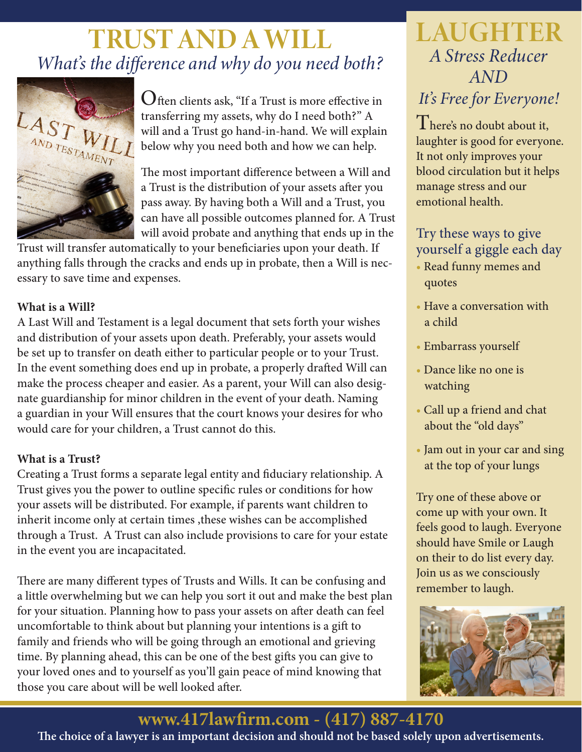# TRUST AND A WILL

*What's the difference and why do you need both?*

Often clients ask, "If a Trust is more effective in transferring my assets, why do I need both?" A will and a Trust go hand-in-hand. We will explain below why you need both and how we can help.

The most important difference between a Will and a Trust is the distribution of your assets after you pass away. By having both a Will and a Trust, you can have all possible outcomes planned for. A Trust will avoid probate and anything that ends up in the Trust will transfer automatically to your beneficiaries upon your death. If anything falls through the cracks and ends up in probate, then a Will is necessary to save time and expenses.

**What is a Will?**

A Last Will and Testament is a legal document that sets forth your wishes and distribution of your assets upon death. Preferably, your assets would be set up to transfer on death either to particular people or to your Trust. In the event something does end up in probate, a properly drafted Will can make the process cheaper and easier. As a parent, your Will can also designate guardianship for minor children in the event of your death. Naming a guardian in your Will ensures that the court knows your desires for who would care for your children, a Trust cannot do this.

**What is a Trust?**

Creating a Trust forms a separate legal entity and fiduciary relationship. A Trust gives you the power to outline specific rules or conditions for how your assets will be distributed. For example, if parents want children to inherit income only at certain times ,these wishes can be accomplished through a Trust. A Trust can also include provisions to care for your estate in the event you are incapacitated.

There are many different types of Trusts and Wills. It can be confusing and a little overwhelming but we can help you sort it out and make the best plan for your situation. Planning how to pass your assets on after death can feel uncomfortable to think about but planning your intentions is a gift to family and friends who will be going through an emotional and grieving time. By planning ahead, this can be one of the best gifts you can give to your loved ones and to yourself as you'll gain peace of mind knowing that those you care about will be well looked after.

# LAUGHTER

*A Stress Reducer AND It's Free for Everyone!*

There's no doubt about it, laughter is good for everyone. It not only improves your blood circulation but it helps manage stress and our emotional health.

## Try these ways to give yourself a giggle each day

- Read funny memes and quotes
- Have a conversation with a child
- Embarrass yourself
- Dance like no one is watching
- Call up a friend and chat about the "old days"
- Jam out in your car and sing at the top of your lungs

Try one of these above or come up with your own. It feels good to laugh. Everyone should have Smile or Laugh on their to do list every day. Join us as we consciously remember to laugh.

**www.417lawfirm.com - (417) 887-4170**

**The choice of a lawyer is an important decision and should not be based solely upon advertisements.**